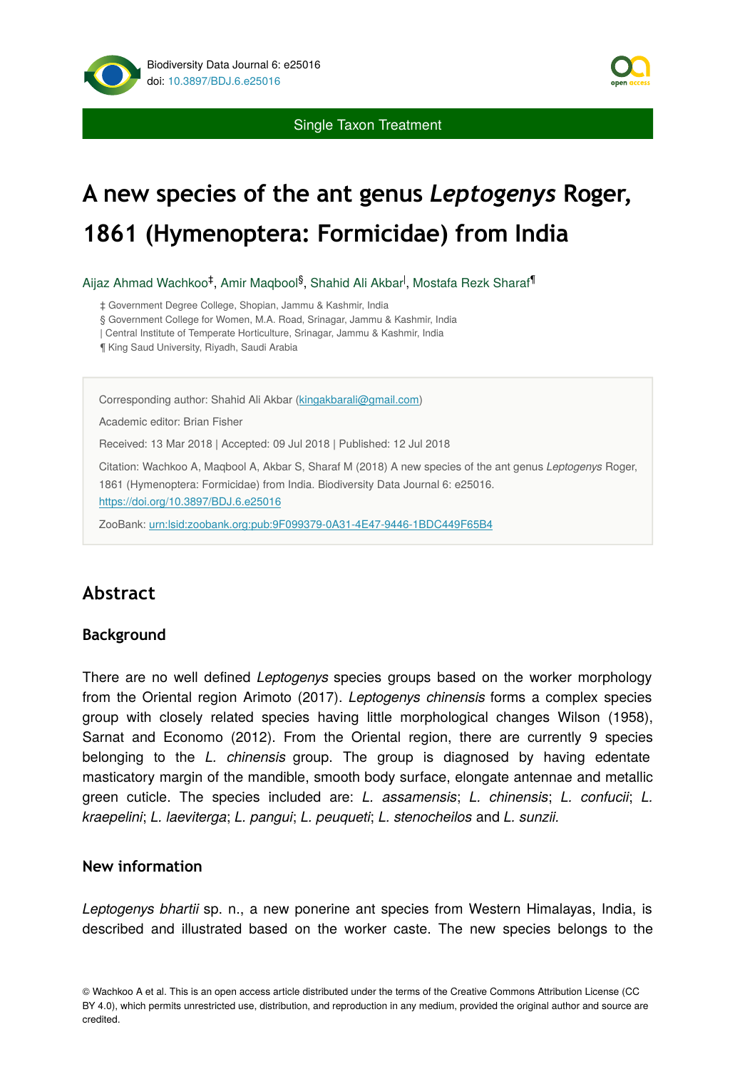Single Taxon Treatment

# A new species of the ant genus *Leptogenys* Roger, 1861 (Hymenoptera: Formicidae) from India

Aijaz Ahmad Wachkoo[‡], Amir Maqbool[§], Shahid Ali Akbar[|], Mostafa Rezk Sharaf[¶]

‡ Government Degree College, Shopian, Jammu & Kashmir, India
§ Government College for Women, M.A. Road, Srinagar, Jammu & Kashmir, India
| Central Institute of Temperate Horticulture, Srinagar, Jammu & Kashmir, India
¶ King Saud University, Riyadh, Saudi Arabia

Corresponding author: Shahid Ali Akbar (kingakbarali@gmail.com)

Academic editor: Brian Fisher

Received: 13 Mar 2018 | Accepted: 09 Jul 2018 | Published: 12 Jul 2018

Citation: Wachkoo A, Maqbool A, Akbar S, Sharaf M (2018) A new species of the ant genus *Leptogenys* Roger, 1861 (Hymenoptera: Formicidae) from India. Biodiversity Data Journal 6: e25016. https://doi.org/10.3897/BDJ.6.e25016

ZooBank: urn:lsid:zoobank.org:pub:9F099379-0A31-4E47-9446-1BDC449F65B4

## Abstract

### Background

There are no well defined *Leptogenys* species groups based on the worker morphology from the Oriental region Arimoto (2017). *Leptogenys chinensis* forms a complex species group with closely related species having little morphological changes Wilson (1958), Sarnat and Economo (2012). From the Oriental region, there are currently 9 species belonging to the *L. chinensis* group. The group is diagnosed by having edentate masticatory margin of the mandible, smooth body surface, elongate antennae and metallic green cuticle. The species included are: *L. assamensis*; *L. chinensis*; *L. confucii*; *L. kraepelini*; *L. laeviterga*; *L. pangui*; *L. peuqueti*; *L. stenocheilos* and *L. sunzii.*

### New information

*Leptogenys bhartii* sp. n., a new ponerine ant species from Western Himalayas, India, is described and illustrated based on the worker caste. The new species belongs to the

© Wachkoo A et al. This is an open access article distributed under the terms of the Creative Commons Attribution License (CC BY 4.0), which permits unrestricted use, distribution, and reproduction in any medium, provided the original author and source are credited.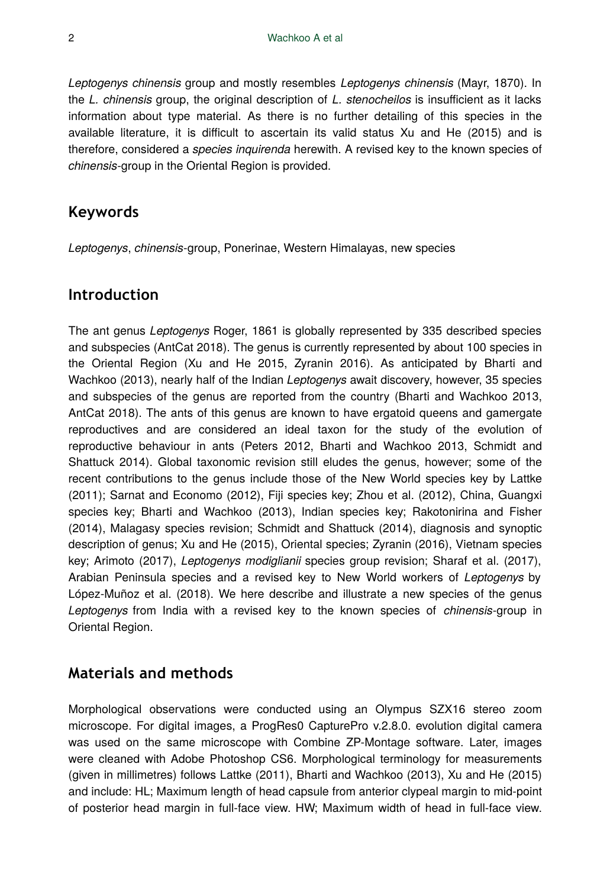*Leptogenys chinensis* group and mostly resembles *Leptogenys chinensis* (Mayr, 1870). In the *L. chinensis* group, the original description of *L. stenocheilos* is insufficient as it lacks information about type material. As there is no further detailing of this species in the available literature, it is difficult to ascertain its valid status Xu and He (2015) and is therefore, considered a *species inquirenda* herewith. A revised key to the known species of *chinensis*-group in the Oriental Region is provided.

## Keywords

*Leptogenys*, *chinensis*-group, Ponerinae, Western Himalayas, new species

## Introduction

The ant genus *Leptogenys* Roger, 1861 is globally represented by 335 described species and subspecies (AntCat 2018). The genus is currently represented by about 100 species in the Oriental Region (Xu and He 2015, Zyranin 2016). As anticipated by Bharti and Wachkoo (2013), nearly half of the Indian *Leptogenys* await discovery, however, 35 species and subspecies of the genus are reported from the country (Bharti and Wachkoo 2013, AntCat 2018). The ants of this genus are known to have ergatoid queens and gamergate reproductives and are considered an ideal taxon for the study of the evolution of reproductive behaviour in ants (Peters 2012, Bharti and Wachkoo 2013, Schmidt and Shattuck 2014). Global taxonomic revision still eludes the genus, however; some of the recent contributions to the genus include those of the New World species key by Lattke (2011); Sarnat and Economo (2012), Fiji species key; Zhou et al. (2012), China, Guangxi species key; Bharti and Wachkoo (2013), Indian species key; Rakotonirina and Fisher (2014), Malagasy species revision; Schmidt and Shattuck (2014), diagnosis and synoptic description of genus; Xu and He (2015), Oriental species; Zyranin (2016), Vietnam species key; Arimoto (2017), *Leptogenys modiglianii* species group revision; Sharaf et al. (2017), Arabian Peninsula species and a revised key to New World workers of *Leptogenys* by López-Muñoz et al. (2018). We here describe and illustrate a new species of the genus *Leptogenys* from India with a revised key to the known species of *chinensis*-group in Oriental Region.

## Materials and methods

Morphological observations were conducted using an Olympus SZX16 stereo zoom microscope. For digital images, a ProgRes0 CapturePro v.2.8.0. evolution digital camera was used on the same microscope with Combine ZP-Montage software. Later, images were cleaned with Adobe Photoshop CS6. Morphological terminology for measurements (given in millimetres) follows Lattke (2011), Bharti and Wachkoo (2013), Xu and He (2015) and include: HL; Maximum length of head capsule from anterior clypeal margin to mid-point of posterior head margin in full-face view. HW; Maximum width of head in full-face view.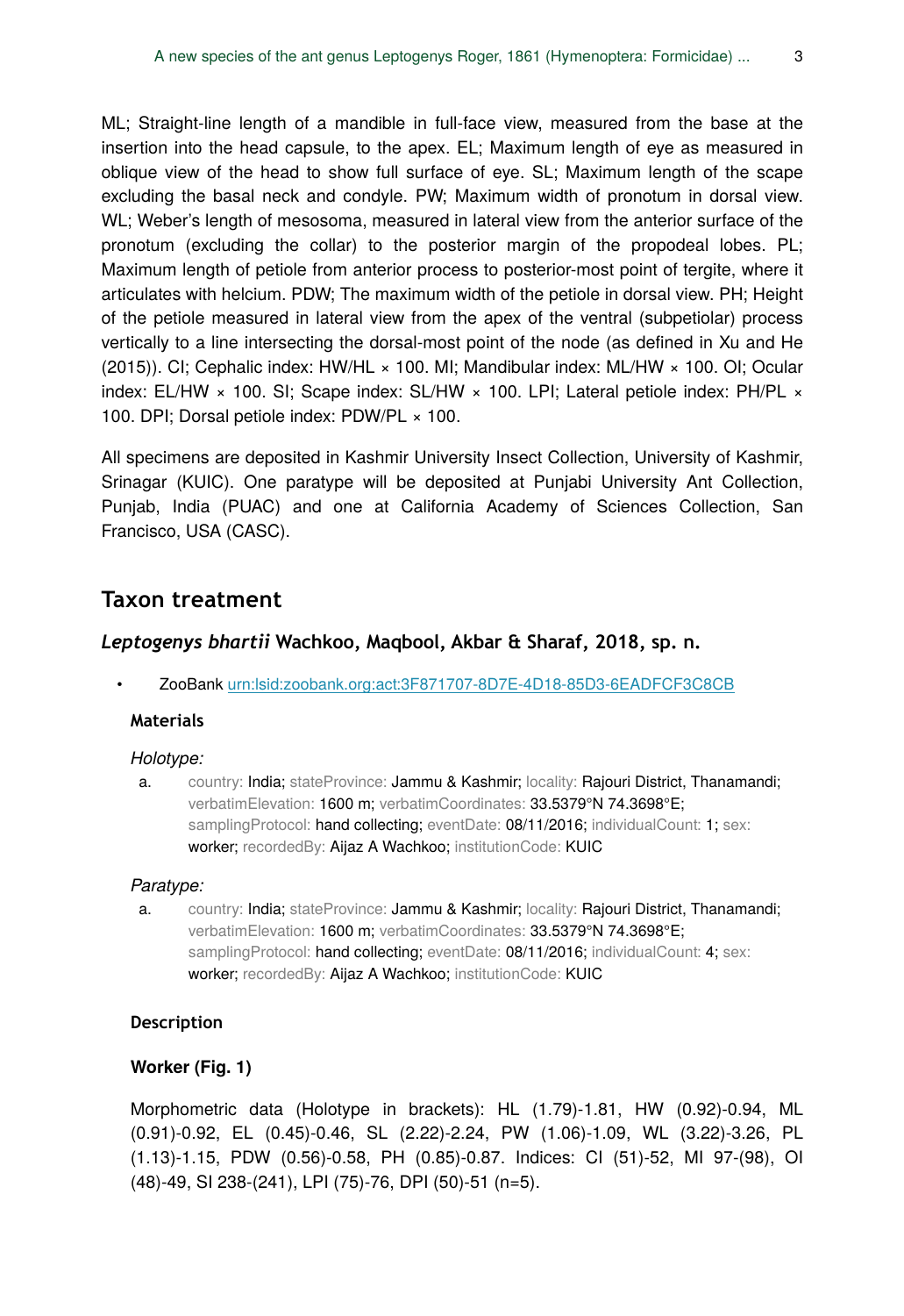ML; Straight-line length of a mandible in full-face view, measured from the base at the insertion into the head capsule, to the apex. EL; Maximum length of eye as measured in oblique view of the head to show full surface of eye. SL; Maximum length of the scape excluding the basal neck and condyle. PW; Maximum width of pronotum in dorsal view. WL; Weber's length of mesosoma, measured in lateral view from the anterior surface of the pronotum (excluding the collar) to the posterior margin of the propodeal lobes. PL; Maximum length of petiole from anterior process to posterior-most point of tergite, where it articulates with helcium. PDW; The maximum width of the petiole in dorsal view. PH; Height of the petiole measured in lateral view from the apex of the ventral (subpetiolar) process vertically to a line intersecting the dorsal-most point of the node (as defined in Xu and He (2015)). CI; Cephalic index: HW/HL × 100. MI; Mandibular index: ML/HW × 100. OI; Ocular index: EL/HW × 100. SI; Scape index: SL/HW × 100. LPI; Lateral petiole index: PH/PL × 100. DPI; Dorsal petiole index: PDW/PL × 100.

All specimens are deposited in Kashmir University Insect Collection, University of Kashmir, Srinagar (KUIC). One paratype will be deposited at Punjabi University Ant Collection, Punjab, India (PUAC) and one at California Academy of Sciences Collection, San Francisco, USA (CASC).

## Taxon treatment

### *Leptogenys bhartii* Wachkoo, Maqbool, Akbar & Sharaf, 2018, sp. n.

- ZooBank urn:lsid:zoobank.org:act:3F871707-8D7E-4D18-85D3-6EADFCF3C8CB

#### Materials

*Holotype:*

a. country: India; stateProvince: Jammu & Kashmir; locality: Rajouri District, Thanamandi; verbatimElevation: 1600 m; verbatimCoordinates: 33.5379°N 74.3698°E; samplingProtocol: hand collecting; eventDate: 08/11/2016; individualCount: 1; sex: worker; recordedBy: Aijaz A Wachkoo; institutionCode: KUIC

*Paratype:*

a. country: India; stateProvince: Jammu & Kashmir; locality: Rajouri District, Thanamandi; verbatimElevation: 1600 m; verbatimCoordinates: 33.5379°N 74.3698°E; samplingProtocol: hand collecting; eventDate: 08/11/2016; individualCount: 4; sex: worker; recordedBy: Aijaz A Wachkoo; institutionCode: KUIC

#### Description

**Worker (Fig. 1)**

Morphometric data (Holotype in brackets): HL (1.79)-1.81, HW (0.92)-0.94, ML (0.91)-0.92, EL (0.45)-0.46, SL (2.22)-2.24, PW (1.06)-1.09, WL (3.22)-3.26, PL (1.13)-1.15, PDW (0.56)-0.58, PH (0.85)-0.87. Indices: CI (51)-52, MI 97-(98), OI (48)-49, SI 238-(241), LPI (75)-76, DPI (50)-51 (n=5).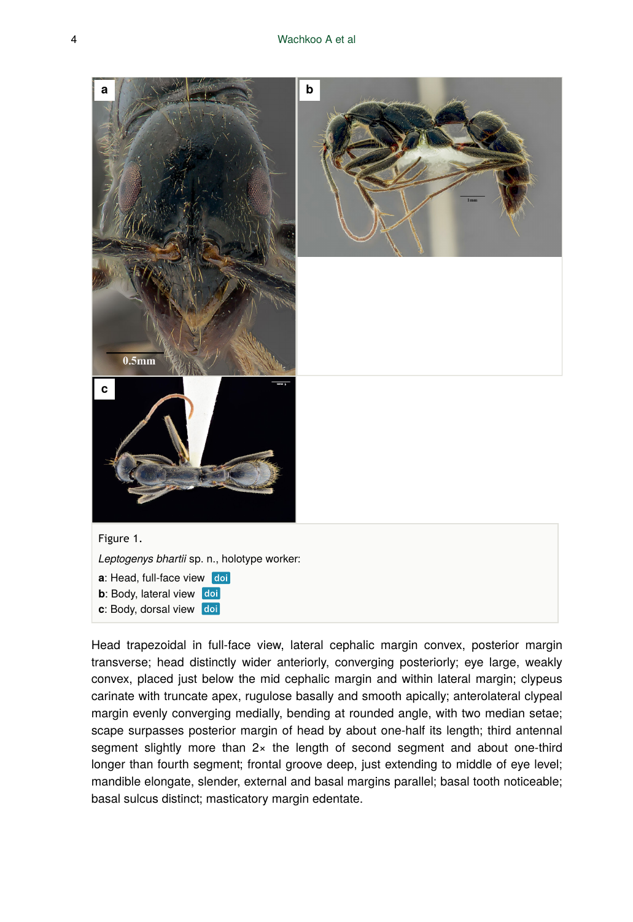Figure 1.

*Leptogenys bhartii* sp. n., holotype worker:

**a**: Head, full-face view doi

**b**: Body, lateral view doi

**c**: Body, dorsal view doi

Head trapezoidal in full-face view, lateral cephalic margin convex, posterior margin transverse; head distinctly wider anteriorly, converging posteriorly; eye large, weakly convex, placed just below the mid cephalic margin and within lateral margin; clypeus carinate with truncate apex, rugulose basally and smooth apically; anterolateral clypeal margin evenly converging medially, bending at rounded angle, with two median setae; scape surpasses posterior margin of head by about one-half its length; third antennal segment slightly more than 2× the length of second segment and about one-third longer than fourth segment; frontal groove deep, just extending to middle of eye level; mandible elongate, slender, external and basal margins parallel; basal tooth noticeable; basal sulcus distinct; masticatory margin edentate.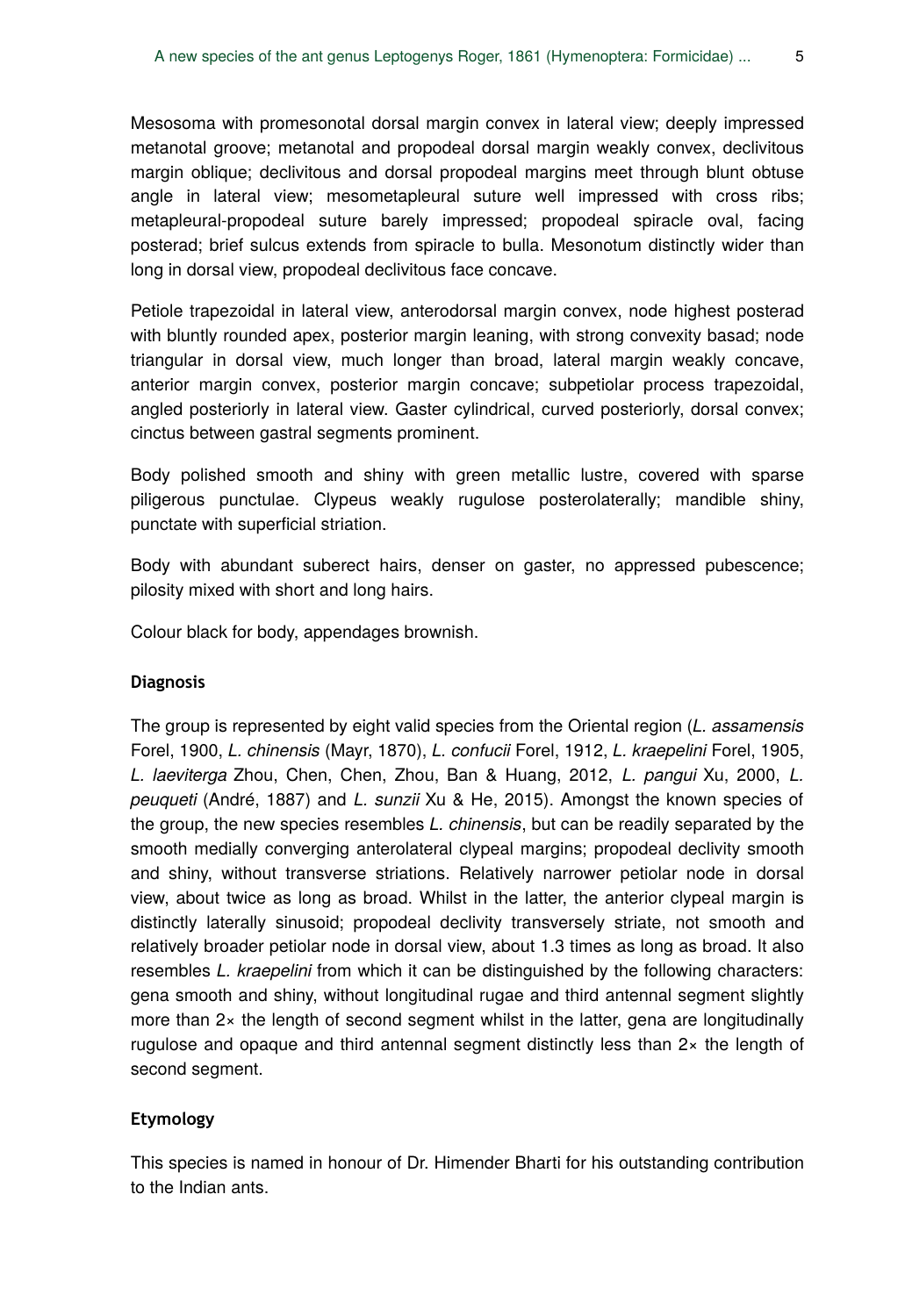Mesosoma with promesonotal dorsal margin convex in lateral view; deeply impressed metanotal groove; metanotal and propodeal dorsal margin weakly convex, declivitous margin oblique; declivitous and dorsal propodeal margins meet through blunt obtuse angle in lateral view; mesometapleural suture well impressed with cross ribs; metapleural-propodeal suture barely impressed; propodeal spiracle oval, facing posterad; brief sulcus extends from spiracle to bulla. Mesonotum distinctly wider than long in dorsal view, propodeal declivitous face concave.

Petiole trapezoidal in lateral view, anterodorsal margin convex, node highest posterad with bluntly rounded apex, posterior margin leaning, with strong convexity basad; node triangular in dorsal view, much longer than broad, lateral margin weakly concave, anterior margin convex, posterior margin concave; subpetiolar process trapezoidal, angled posteriorly in lateral view. Gaster cylindrical, curved posteriorly, dorsal convex; cinctus between gastral segments prominent.

Body polished smooth and shiny with green metallic lustre, covered with sparse piligerous punctulae. Clypeus weakly rugulose posterolaterally; mandible shiny, punctate with superficial striation.

Body with abundant suberect hairs, denser on gaster, no appressed pubescence; pilosity mixed with short and long hairs.

Colour black for body, appendages brownish.

#### Diagnosis

The group is represented by eight valid species from the Oriental region (*L. assamensis* Forel, 1900, *L. chinensis* (Mayr, 1870), *L. confucii* Forel, 1912, *L. kraepelini* Forel, 1905, *L. laeviterga* Zhou, Chen, Chen, Zhou, Ban & Huang, 2012, *L. pangui* Xu, 2000, *L. peuqueti* (André, 1887) and *L. sunzii* Xu & He, 2015). Amongst the known species of the group, the new species resembles *L. chinensis*, but can be readily separated by the smooth medially converging anterolateral clypeal margins; propodeal declivity smooth and shiny, without transverse striations. Relatively narrower petiolar node in dorsal view, about twice as long as broad. Whilst in the latter, the anterior clypeal margin is distinctly laterally sinusoid; propodeal declivity transversely striate, not smooth and relatively broader petiolar node in dorsal view, about 1.3 times as long as broad. It also resembles *L. kraepelini* from which it can be distinguished by the following characters: gena smooth and shiny, without longitudinal rugae and third antennal segment slightly more than 2× the length of second segment whilst in the latter, gena are longitudinally rugulose and opaque and third antennal segment distinctly less than 2× the length of second segment.

#### Etymology

This species is named in honour of Dr. Himender Bharti for his outstanding contribution to the Indian ants.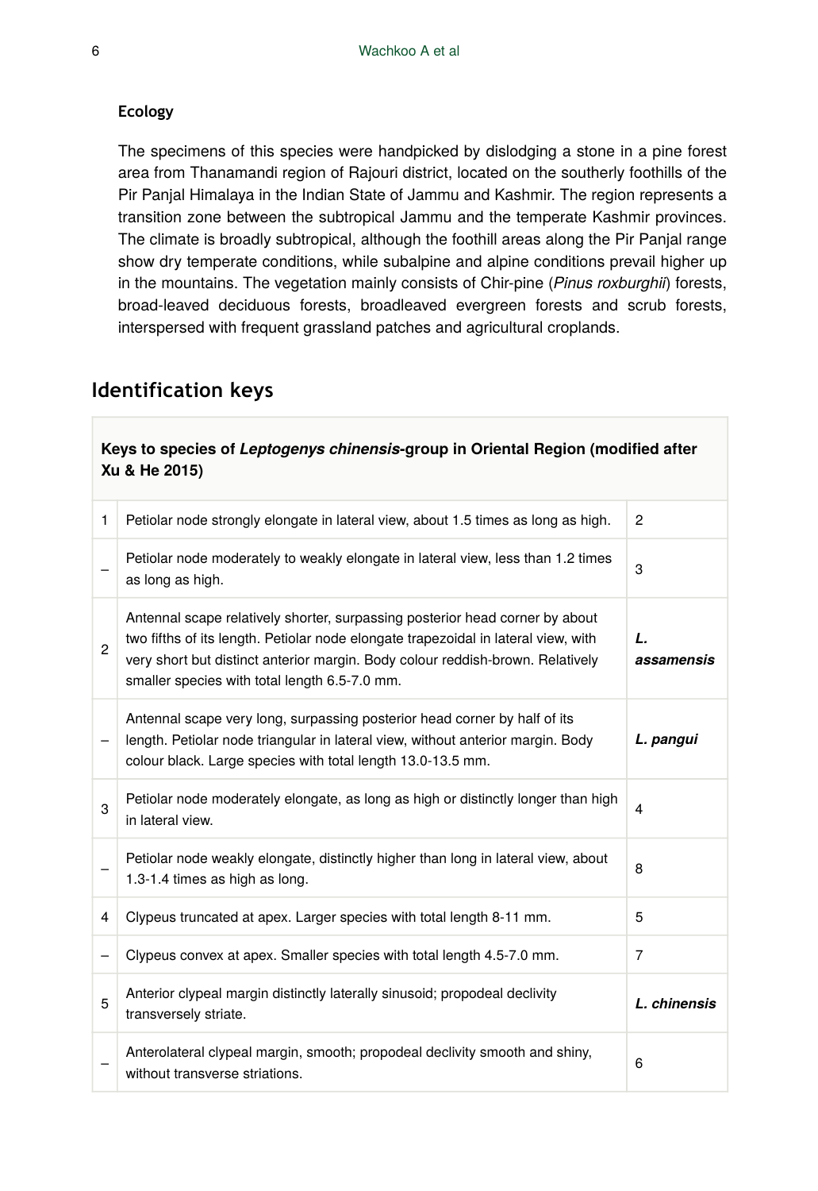### Ecology

The specimens of this species were handpicked by dislodging a stone in a pine forest area from Thanamandi region of Rajouri district, located on the southerly foothills of the Pir Panjal Himalaya in the Indian State of Jammu and Kashmir. The region represents a transition zone between the subtropical Jammu and the temperate Kashmir provinces. The climate is broadly subtropical, although the foothill areas along the Pir Panjal range show dry temperate conditions, while subalpine and alpine conditions prevail higher up in the mountains. The vegetation mainly consists of Chir-pine (*Pinus roxburghii*) forests, broad-leaved deciduous forests, broadleaved evergreen forests and scrub forests, interspersed with frequent grassland patches and agricultural croplands.

## Identification keys

**Keys to species of *Leptogenys chinensis*-group in Oriental Region (modified after Xu & He 2015)**

| | | |
|---|---|---|
| 1 | Petiolar node strongly elongate in lateral view, about 1.5 times as long as high. | 2 |
| – | Petiolar node moderately to weakly elongate in lateral view, less than 1.2 times as long as high. | 3 |
| 2 | Antennal scape relatively shorter, surpassing posterior head corner by about two fifths of its length. Petiolar node elongate trapezoidal in lateral view, with very short but distinct anterior margin. Body colour reddish-brown. Relatively smaller species with total length 6.5-7.0 mm. | ***L. assamensis*** |
| – | Antennal scape very long, surpassing posterior head corner by half of its length. Petiolar node triangular in lateral view, without anterior margin. Body colour black. Large species with total length 13.0-13.5 mm. | ***L. pangui*** |
| 3 | Petiolar node moderately elongate, as long as high or distinctly longer than high in lateral view. | 4 |
| – | Petiolar node weakly elongate, distinctly higher than long in lateral view, about 1.3-1.4 times as high as long. | 8 |
| 4 | Clypeus truncated at apex. Larger species with total length 8-11 mm. | 5 |
| – | Clypeus convex at apex. Smaller species with total length 4.5-7.0 mm. | 7 |
| 5 | Anterior clypeal margin distinctly laterally sinusoid; propodeal declivity transversely striate. | ***L. chinensis*** |
| – | Anterolateral clypeal margin, smooth; propodeal declivity smooth and shiny, without transverse striations. | 6 |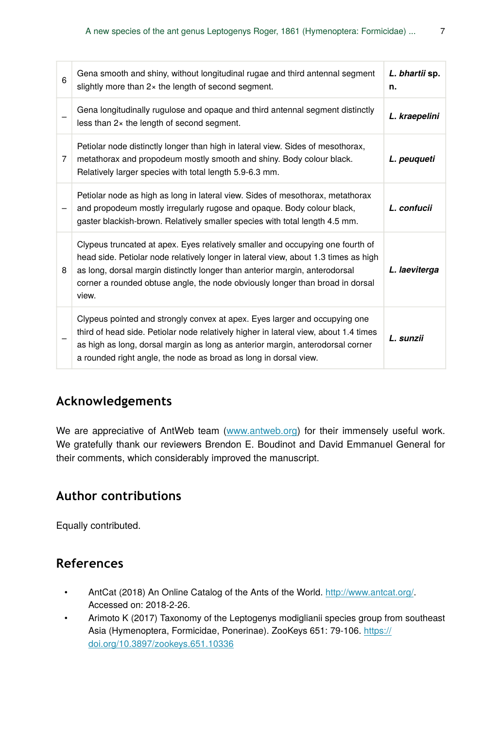| | | |
|---|---|---|
| 6 | Gena smooth and shiny, without longitudinal rugae and third antennal segment slightly more than 2× the length of second segment. | ***L. bhartii* sp. n.** |
| – | Gena longitudinally rugulose and opaque and third antennal segment distinctly less than 2× the length of second segment. | ***L. kraepelini*** |
| 7 | Petiolar node distinctly longer than high in lateral view. Sides of mesothorax, metathorax and propodeum mostly smooth and shiny. Body colour black. Relatively larger species with total length 5.9-6.3 mm. | ***L. peuqueti*** |
| – | Petiolar node as high as long in lateral view. Sides of mesothorax, metathorax and propodeum mostly irregularly rugose and opaque. Body colour black, gaster blackish-brown. Relatively smaller species with total length 4.5 mm. | ***L. confucii*** |
| 8 | Clypeus truncated at apex. Eyes relatively smaller and occupying one fourth of head side. Petiolar node relatively longer in lateral view, about 1.3 times as high as long, dorsal margin distinctly longer than anterior margin, anterodorsal corner a rounded obtuse angle, the node obviously longer than broad in dorsal view. | ***L. laeviterga*** |
| – | Clypeus pointed and strongly convex at apex. Eyes larger and occupying one third of head side. Petiolar node relatively higher in lateral view, about 1.4 times as high as long, dorsal margin as long as anterior margin, anterodorsal corner a rounded right angle, the node as broad as long in dorsal view. | ***L. sunzii*** |

## Acknowledgements

We are appreciative of AntWeb team (www.antweb.org) for their immensely useful work. We gratefully thank our reviewers Brendon E. Boudinot and David Emmanuel General for their comments, which considerably improved the manuscript.

## Author contributions

Equally contributed.

## References

- AntCat (2018) An Online Catalog of the Ants of the World. http://www.antcat.org/. Accessed on: 2018-2-26.
- Arimoto K (2017) Taxonomy of the Leptogenys modiglianii species group from southeast Asia (Hymenoptera, Formicidae, Ponerinae). ZooKeys 651: 79-106. https://doi.org/10.3897/zookeys.651.10336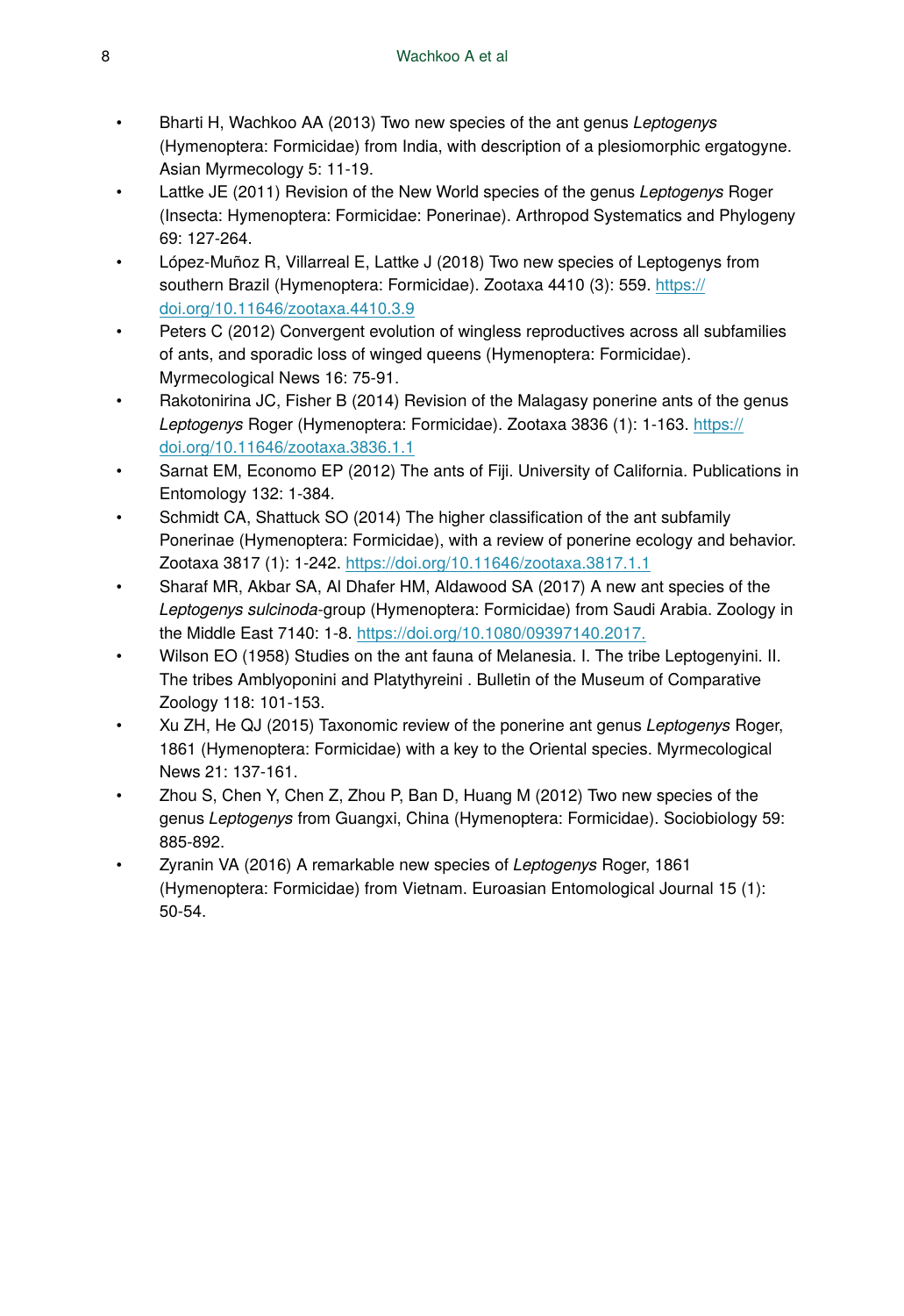- Bharti H, Wachkoo AA (2013) Two new species of the ant genus *Leptogenys* (Hymenoptera: Formicidae) from India, with description of a plesiomorphic ergatogyne. Asian Myrmecology 5: 11-19.
- Lattke JE (2011) Revision of the New World species of the genus *Leptogenys* Roger (Insecta: Hymenoptera: Formicidae: Ponerinae). Arthropod Systematics and Phylogeny 69: 127-264.
- López-Muñoz R, Villarreal E, Lattke J (2018) Two new species of Leptogenys from southern Brazil (Hymenoptera: Formicidae). Zootaxa 4410 (3): 559. https://doi.org/10.11646/zootaxa.4410.3.9
- Peters C (2012) Convergent evolution of wingless reproductives across all subfamilies of ants, and sporadic loss of winged queens (Hymenoptera: Formicidae). Myrmecological News 16: 75-91.
- Rakotonirina JC, Fisher B (2014) Revision of the Malagasy ponerine ants of the genus *Leptogenys* Roger (Hymenoptera: Formicidae). Zootaxa 3836 (1): 1-163. https://doi.org/10.11646/zootaxa.3836.1.1
- Sarnat EM, Economo EP (2012) The ants of Fiji. University of California. Publications in Entomology 132: 1-384.
- Schmidt CA, Shattuck SO (2014) The higher classification of the ant subfamily Ponerinae (Hymenoptera: Formicidae), with a review of ponerine ecology and behavior. Zootaxa 3817 (1): 1-242. https://doi.org/10.11646/zootaxa.3817.1.1
- Sharaf MR, Akbar SA, Al Dhafer HM, Aldawood SA (2017) A new ant species of the *Leptogenys sulcinoda*-group (Hymenoptera: Formicidae) from Saudi Arabia. Zoology in the Middle East 7140: 1-8. https://doi.org/10.1080/09397140.2017.
- Wilson EO (1958) Studies on the ant fauna of Melanesia. I. The tribe Leptogenyini. II. The tribes Amblyoponini and Platythyreini . Bulletin of the Museum of Comparative Zoology 118: 101-153.
- Xu ZH, He QJ (2015) Taxonomic review of the ponerine ant genus *Leptogenys* Roger, 1861 (Hymenoptera: Formicidae) with a key to the Oriental species. Myrmecological News 21: 137-161.
- Zhou S, Chen Y, Chen Z, Zhou P, Ban D, Huang M (2012) Two new species of the genus *Leptogenys* from Guangxi, China (Hymenoptera: Formicidae). Sociobiology 59: 885-892.
- Zyranin VA (2016) A remarkable new species of *Leptogenys* Roger, 1861 (Hymenoptera: Formicidae) from Vietnam. Euroasian Entomological Journal 15 (1): 50-54.